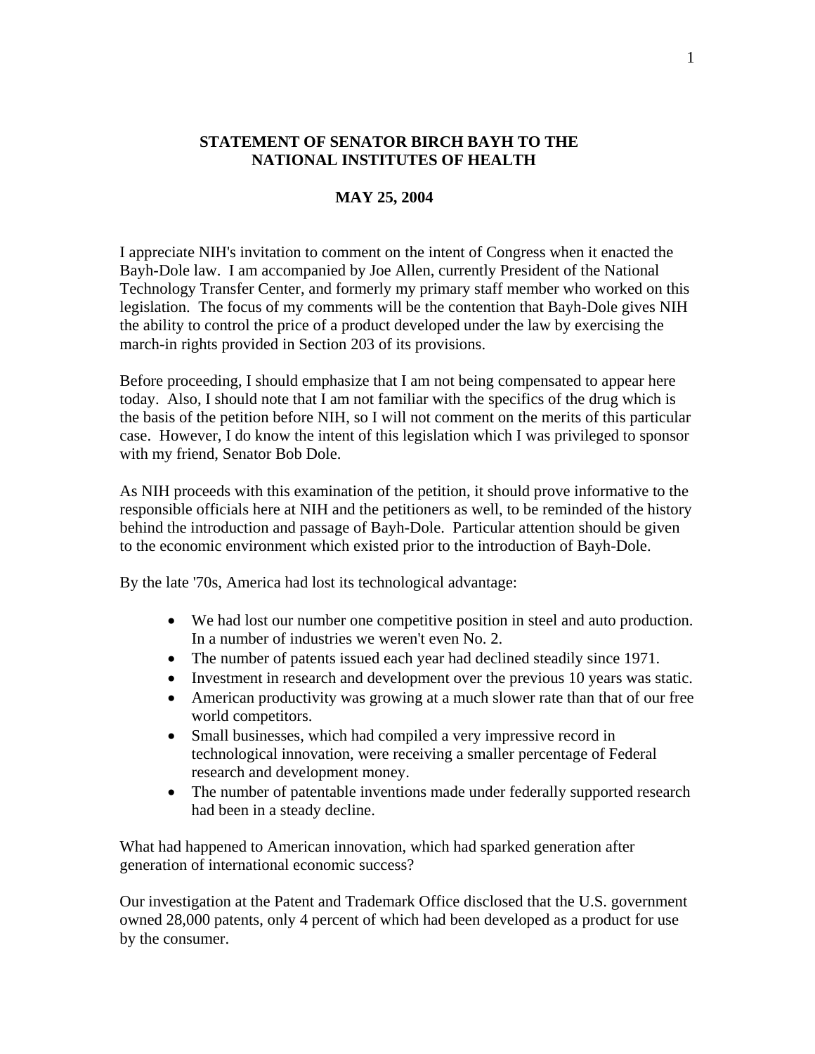# STATEMENT OF SENATOR BIRCH BAYH TO THE NATIONAL INSTITUTES OF HEALTH

## MAY 25, 2004

I appreciate NIH's invitation to comment on the intent of Congress when it enacted the Bayh-Dole law. I am accompanied by Joe Allen, currently President of the National Technology Transfer Center, and formerly my primary staff member who worked on this legislation. The focus of my comments will be the contention that Bayh-Dole gives NIH the ability to control the price of a product developed under the law by exercising the march-in rights provided in Section 203 of its provisions.

Before proceeding, I should emphasize that I am not being compensated to appear here today. Also, I should note that I am not familiar with the specifics of the drug which is the basis of the petition before NIH, so I will not comment on the merits of this particular case. However, I do know the intent of this legislation which I was privileged to sponsor with my friend, Senator Bob Dole.

As NIH proceeds with this examination of the petition, it should prove informative to the responsible officials here at NIH and the petitioners as well, to be reminded of the history behind the introduction and passage of Bayh-Dole. Particular attention should be given to the economic environment which existed prior to the introduction of Bayh-Dole.

By the late '70s, America had lost its technological advantage:

- We had lost our number one competitive position in steel and auto production. In a number of industries we weren't even No. 2.
- The number of patents issued each year had declined steadily since 1971.
- Investment in research and development over the previous 10 years was static.
- American productivity was growing at a much slower rate than that of our free world competitors.
- Small businesses, which had compiled a very impressive record in technological innovation, were receiving a smaller percentage of Federal research and development money.
- The number of patentable inventions made under federally supported research had been in a steady decline.

What had happened to American innovation, which had sparked generation after generation of international economic success?

Our investigation at the Patent and Trademark Office disclosed that the U.S. government owned 28,000 patents, only 4 percent of which had been developed as a product for use by the consumer.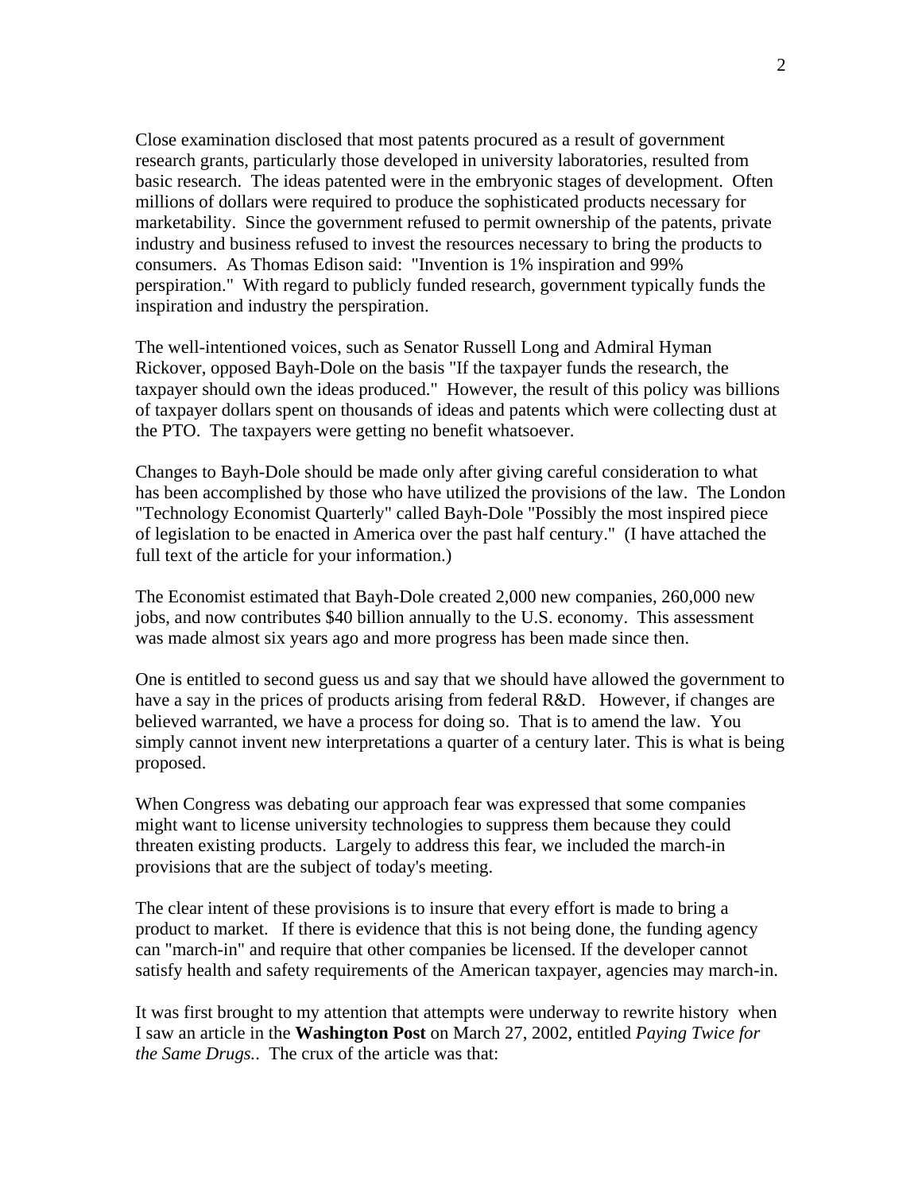Close examination disclosed that most patents procured as a result of government research grants, particularly those developed in university laboratories, resulted from basic research. The ideas patented were in the embryonic stages of development. Often millions of dollars were required to produce the sophisticated products necessary for marketability. Since the government refused to permit ownership of the patents, private industry and business refused to invest the resources necessary to bring the products to consumers. As Thomas Edison said: "Invention is 1% inspiration and 99% perspiration." With regard to publicly funded research, government typically funds the inspiration and industry the perspiration.

The well-intentioned voices, such as Senator Russell Long and Admiral Hyman Rickover, opposed Bayh-Dole on the basis "If the taxpayer funds the research, the taxpayer should own the ideas produced." However, the result of this policy was billions of taxpayer dollars spent on thousands of ideas and patents which were collecting dust at the PTO. The taxpayers were getting no benefit whatsoever.

Changes to Bayh-Dole should be made only after giving careful consideration to what has been accomplished by those who have utilized the provisions of the law. The London "Technology Economist Quarterly" called Bayh-Dole "Possibly the most inspired piece of legislation to be enacted in America over the past half century." (I have attached the full text of the article for your information.)

The Economist estimated that Bayh-Dole created 2,000 new companies, 260,000 new jobs, and now contributes $40 billion annually to the U.S. economy. This assessment was made almost six years ago and more progress has been made since then.

One is entitled to second guess us and say that we should have allowed the government to have a say in the prices of products arising from federal R&D. However, if changes are believed warranted, we have a process for doing so. That is to amend the law. You simply cannot invent new interpretations a quarter of a century later. This is what is being proposed.

When Congress was debating our approach fear was expressed that some companies might want to license university technologies to suppress them because they could threaten existing products. Largely to address this fear, we included the march-in provisions that are the subject of today's meeting.

The clear intent of these provisions is to insure that every effort is made to bring a product to market. If there is evidence that this is not being done, the funding agency can "march-in" and require that other companies be licensed. If the developer cannot satisfy health and safety requirements of the American taxpayer, agencies may march-in.

It was first brought to my attention that attempts were underway to rewrite history when I saw an article in the **Washington Post** on March 27, 2002, entitled *Paying Twice for the Same Drugs.*. The crux of the article was that: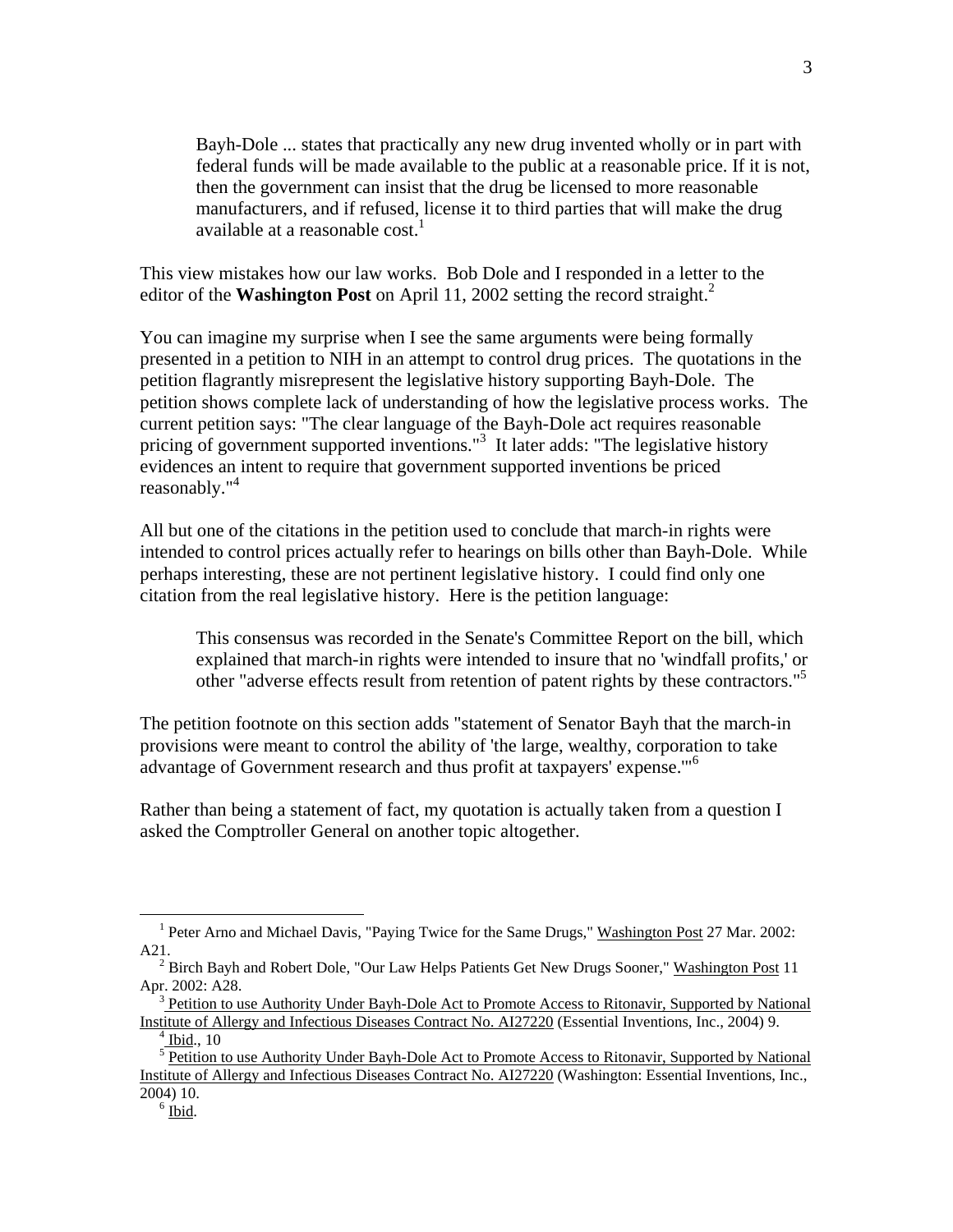> Bayh-Dole ... states that practically any new drug invented wholly or in part with federal funds will be made available to the public at a reasonable price. If it is not, then the government can insist that the drug be licensed to more reasonable manufacturers, and if refused, license it to third parties that will make the drug available at a reasonable cost.[1]

This view mistakes how our law works. Bob Dole and I responded in a letter to the editor of the **Washington Post** on April 11, 2002 setting the record straight.[2]

You can imagine my surprise when I see the same arguments were being formally presented in a petition to NIH in an attempt to control drug prices. The quotations in the petition flagrantly misrepresent the legislative history supporting Bayh-Dole. The petition shows complete lack of understanding of how the legislative process works. The current petition says: "The clear language of the Bayh-Dole act requires reasonable pricing of government supported inventions."[3] It later adds: "The legislative history evidences an intent to require that government supported inventions be priced reasonably."[4]

All but one of the citations in the petition used to conclude that march-in rights were intended to control prices actually refer to hearings on bills other than Bayh-Dole. While perhaps interesting, these are not pertinent legislative history. I could find only one citation from the real legislative history. Here is the petition language:

> This consensus was recorded in the Senate's Committee Report on the bill, which explained that march-in rights were intended to insure that no 'windfall profits,' or other "adverse effects result from retention of patent rights by these contractors."[5]

The petition footnote on this section adds "statement of Senator Bayh that the march-in provisions were meant to control the ability of 'the large, wealthy, corporation to take advantage of Government research and thus profit at taxpayers' expense.'"[6]

Rather than being a statement of fact, my quotation is actually taken from a question I asked the Comptroller General on another topic altogether.

---

[1] Peter Arno and Michael Davis, "Paying Twice for the Same Drugs," Washington Post 27 Mar. 2002: A21.

[2] Birch Bayh and Robert Dole, "Our Law Helps Patients Get New Drugs Sooner," Washington Post 11 Apr. 2002: A28.

[3] Petition to use Authority Under Bayh-Dole Act to Promote Access to Ritonavir, Supported by National Institute of Allergy and Infectious Diseases Contract No. AI27220 (Essential Inventions, Inc., 2004) 9.

[4] Ibid., 10

[5] Petition to use Authority Under Bayh-Dole Act to Promote Access to Ritonavir, Supported by National Institute of Allergy and Infectious Diseases Contract No. AI27220 (Washington: Essential Inventions, Inc., 2004) 10.

[6] Ibid.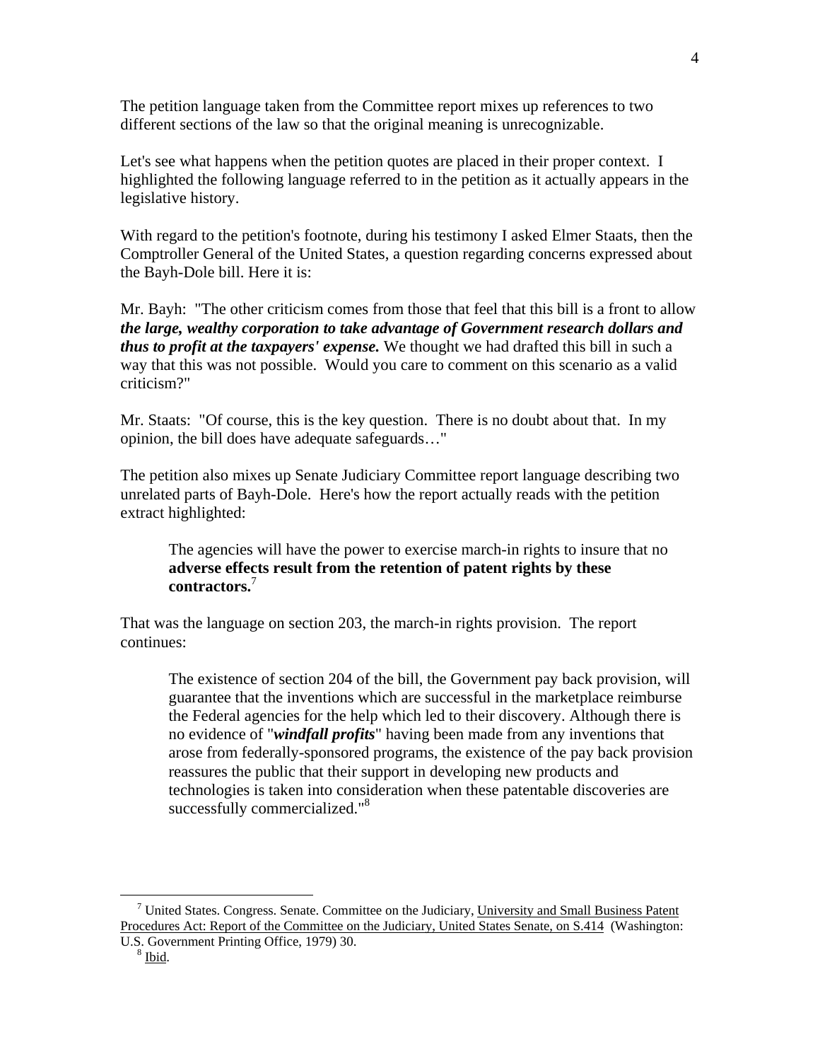The petition language taken from the Committee report mixes up references to two different sections of the law so that the original meaning is unrecognizable.

Let's see what happens when the petition quotes are placed in their proper context. I highlighted the following language referred to in the petition as it actually appears in the legislative history.

With regard to the petition's footnote, during his testimony I asked Elmer Staats, then the Comptroller General of the United States, a question regarding concerns expressed about the Bayh-Dole bill. Here it is:

Mr. Bayh: "The other criticism comes from those that feel that this bill is a front to allow ***the large, wealthy corporation to take advantage of Government research dollars and thus to profit at the taxpayers' expense.*** We thought we had drafted this bill in such a way that this was not possible. Would you care to comment on this scenario as a valid criticism?"

Mr. Staats: "Of course, this is the key question. There is no doubt about that. In my opinion, the bill does have adequate safeguards…"

The petition also mixes up Senate Judiciary Committee report language describing two unrelated parts of Bayh-Dole. Here's how the report actually reads with the petition extract highlighted:

> The agencies will have the power to exercise march-in rights to insure that no **adverse effects result from the retention of patent rights by these contractors.**[7]

That was the language on section 203, the march-in rights provision. The report continues:

> The existence of section 204 of the bill, the Government pay back provision, will guarantee that the inventions which are successful in the marketplace reimburse the Federal agencies for the help which led to their discovery. Although there is no evidence of "***windfall profits***" having been made from any inventions that arose from federally-sponsored programs, the existence of the pay back provision reassures the public that their support in developing new products and technologies is taken into consideration when these patentable discoveries are successfully commercialized."[8]

---

[7] United States. Congress. Senate. Committee on the Judiciary, University and Small Business Patent Procedures Act: Report of the Committee on the Judiciary, United States Senate, on S.414 (Washington: U.S. Government Printing Office, 1979) 30.

[8] Ibid.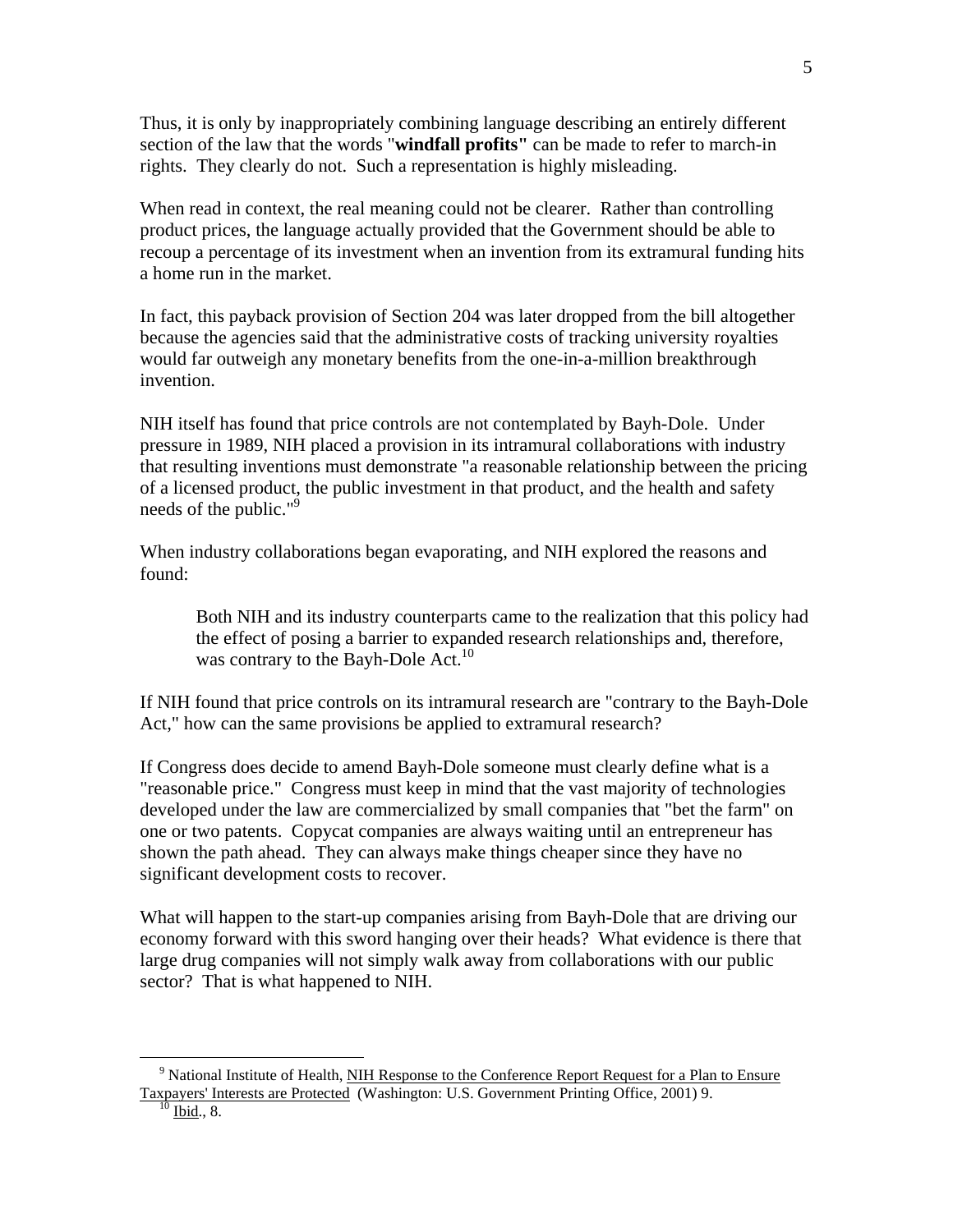Thus, it is only by inappropriately combining language describing an entirely different section of the law that the words "**windfall profits"** can be made to refer to march-in rights. They clearly do not. Such a representation is highly misleading.

When read in context, the real meaning could not be clearer. Rather than controlling product prices, the language actually provided that the Government should be able to recoup a percentage of its investment when an invention from its extramural funding hits a home run in the market.

In fact, this payback provision of Section 204 was later dropped from the bill altogether because the agencies said that the administrative costs of tracking university royalties would far outweigh any monetary benefits from the one-in-a-million breakthrough invention.

NIH itself has found that price controls are not contemplated by Bayh-Dole. Under pressure in 1989, NIH placed a provision in its intramural collaborations with industry that resulting inventions must demonstrate "a reasonable relationship between the pricing of a licensed product, the public investment in that product, and the health and safety needs of the public."[9]

When industry collaborations began evaporating, and NIH explored the reasons and found:

> Both NIH and its industry counterparts came to the realization that this policy had the effect of posing a barrier to expanded research relationships and, therefore, was contrary to the Bayh-Dole Act.[10]

If NIH found that price controls on its intramural research are "contrary to the Bayh-Dole Act," how can the same provisions be applied to extramural research?

If Congress does decide to amend Bayh-Dole someone must clearly define what is a "reasonable price." Congress must keep in mind that the vast majority of technologies developed under the law are commercialized by small companies that "bet the farm" on one or two patents. Copycat companies are always waiting until an entrepreneur has shown the path ahead. They can always make things cheaper since they have no significant development costs to recover.

What will happen to the start-up companies arising from Bayh-Dole that are driving our economy forward with this sword hanging over their heads? What evidence is there that large drug companies will not simply walk away from collaborations with our public sector? That is what happened to NIH.

---

[9] National Institute of Health, NIH Response to the Conference Report Request for a Plan to Ensure Taxpayers' Interests are Protected (Washington: U.S. Government Printing Office, 2001) 9.

[10] Ibid., 8.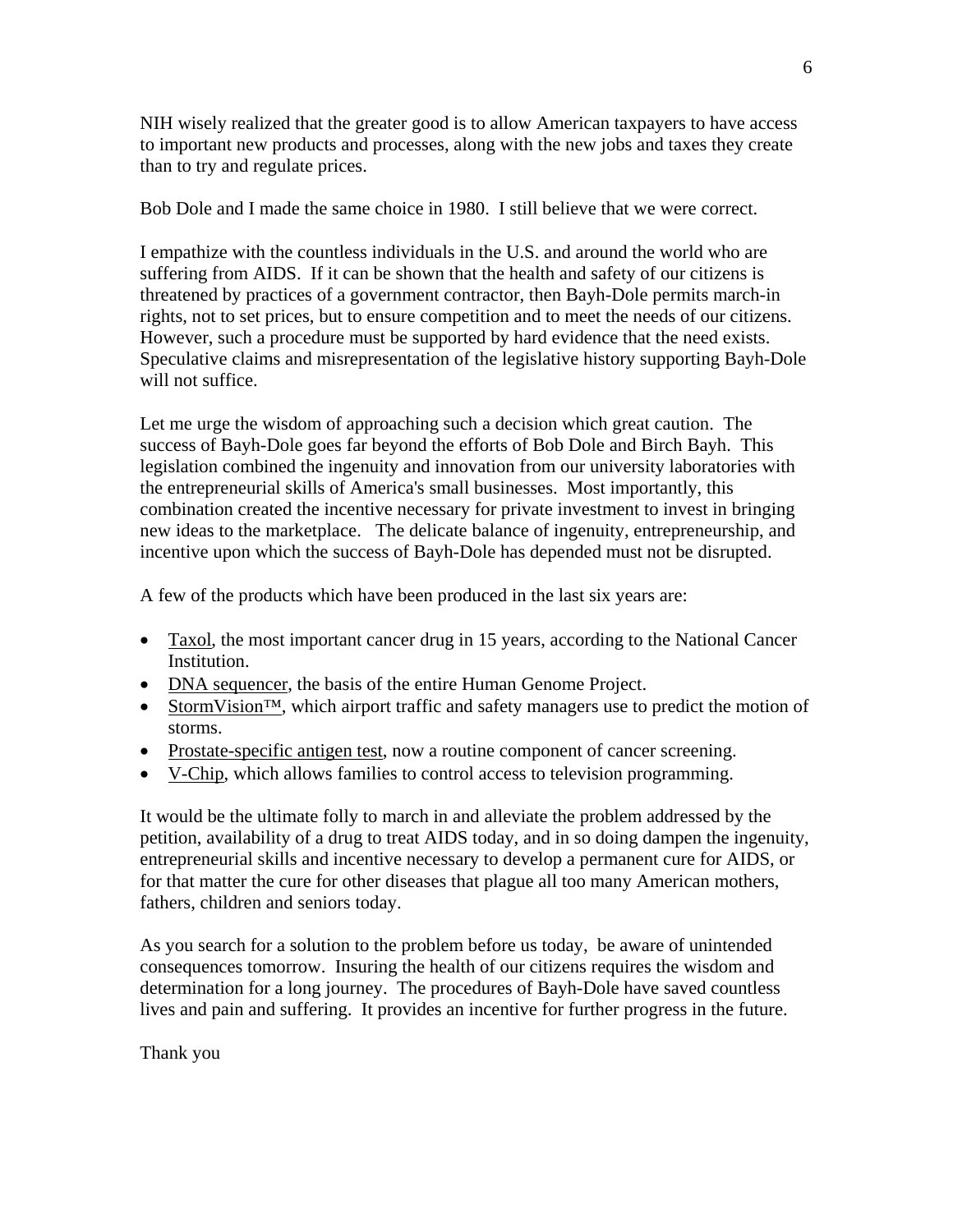NIH wisely realized that the greater good is to allow American taxpayers to have access to important new products and processes, along with the new jobs and taxes they create than to try and regulate prices.

Bob Dole and I made the same choice in 1980. I still believe that we were correct.

I empathize with the countless individuals in the U.S. and around the world who are suffering from AIDS. If it can be shown that the health and safety of our citizens is threatened by practices of a government contractor, then Bayh-Dole permits march-in rights, not to set prices, but to ensure competition and to meet the needs of our citizens. However, such a procedure must be supported by hard evidence that the need exists. Speculative claims and misrepresentation of the legislative history supporting Bayh-Dole will not suffice.

Let me urge the wisdom of approaching such a decision which great caution. The success of Bayh-Dole goes far beyond the efforts of Bob Dole and Birch Bayh. This legislation combined the ingenuity and innovation from our university laboratories with the entrepreneurial skills of America's small businesses. Most importantly, this combination created the incentive necessary for private investment to invest in bringing new ideas to the marketplace. The delicate balance of ingenuity, entrepreneurship, and incentive upon which the success of Bayh-Dole has depended must not be disrupted.

A few of the products which have been produced in the last six years are:

- <u>Taxol</u>, the most important cancer drug in 15 years, according to the National Cancer Institution.
- <u>DNA sequencer</u>, the basis of the entire Human Genome Project.
- <u>StormVision™</u>, which airport traffic and safety managers use to predict the motion of storms.
- <u>Prostate-specific antigen test</u>, now a routine component of cancer screening.
- <u>V-Chip</u>, which allows families to control access to television programming.

It would be the ultimate folly to march in and alleviate the problem addressed by the petition, availability of a drug to treat AIDS today, and in so doing dampen the ingenuity, entrepreneurial skills and incentive necessary to develop a permanent cure for AIDS, or for that matter the cure for other diseases that plague all too many American mothers, fathers, children and seniors today.

As you search for a solution to the problem before us today, be aware of unintended consequences tomorrow. Insuring the health of our citizens requires the wisdom and determination for a long journey. The procedures of Bayh-Dole have saved countless lives and pain and suffering. It provides an incentive for further progress in the future.

Thank you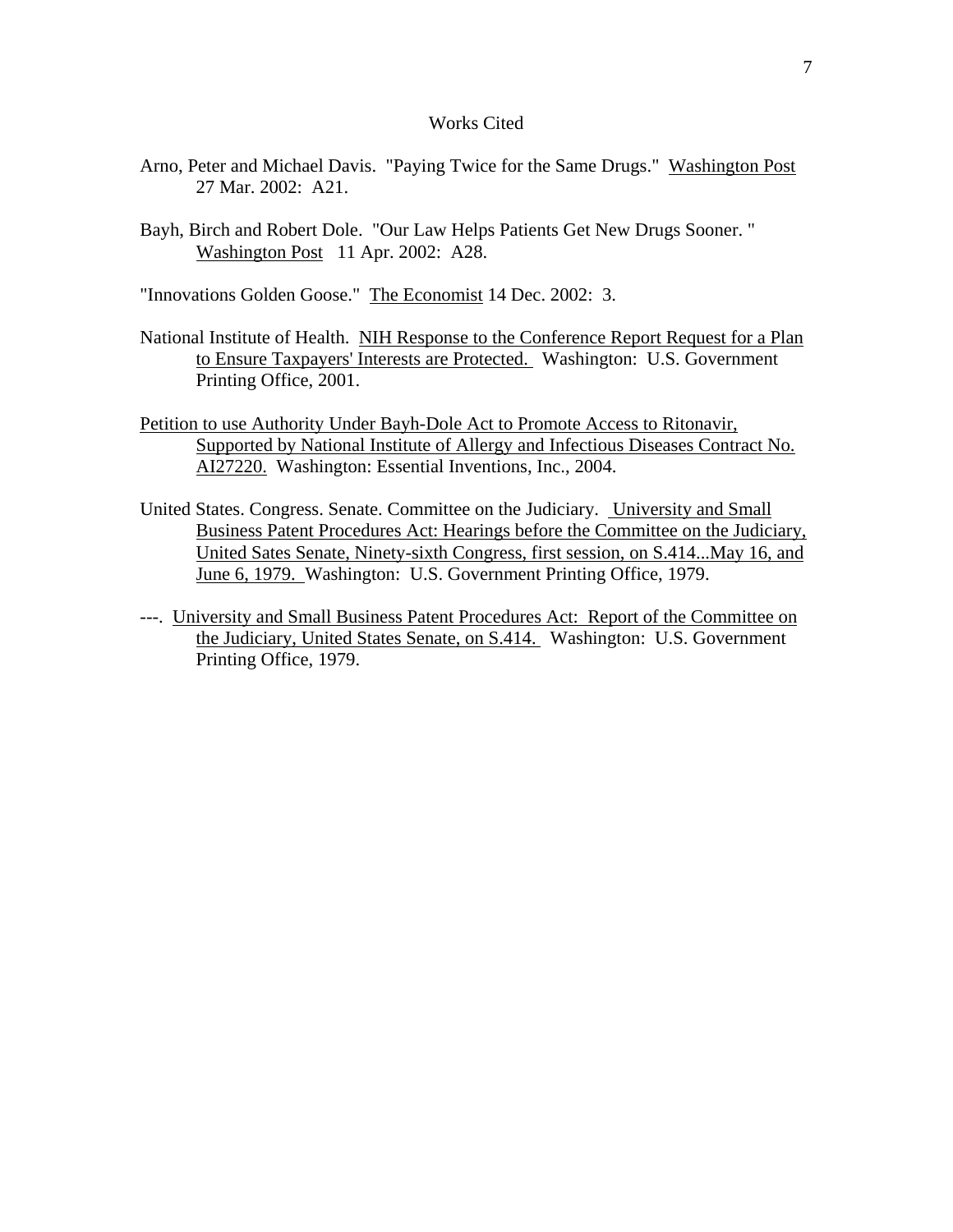# Works Cited

Arno, Peter and Michael Davis. "Paying Twice for the Same Drugs." Washington Post 27 Mar. 2002: A21.

Bayh, Birch and Robert Dole. "Our Law Helps Patients Get New Drugs Sooner." Washington Post 11 Apr. 2002: A28.

"Innovations Golden Goose." The Economist 14 Dec. 2002: 3.

National Institute of Health. NIH Response to the Conference Report Request for a Plan to Ensure Taxpayers' Interests are Protected. Washington: U.S. Government Printing Office, 2001.

Petition to use Authority Under Bayh-Dole Act to Promote Access to Ritonavir, Supported by National Institute of Allergy and Infectious Diseases Contract No. AI27220. Washington: Essential Inventions, Inc., 2004.

United States. Congress. Senate. Committee on the Judiciary. University and Small Business Patent Procedures Act: Hearings before the Committee on the Judiciary, United Sates Senate, Ninety-sixth Congress, first session, on S.414...May 16, and June 6, 1979. Washington: U.S. Government Printing Office, 1979.

---. University and Small Business Patent Procedures Act: Report of the Committee on the Judiciary, United States Senate, on S.414. Washington: U.S. Government Printing Office, 1979.